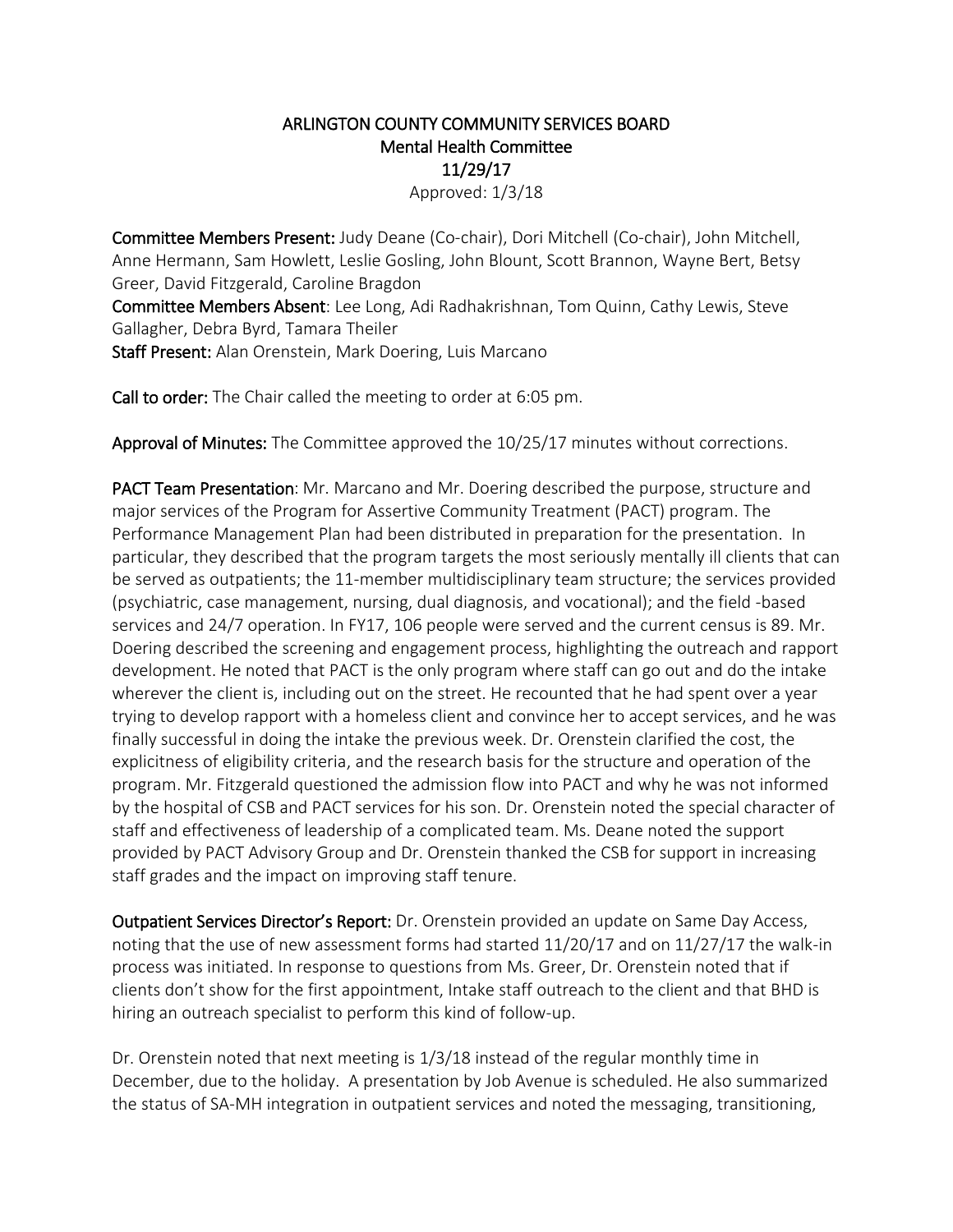# ARLINGTON COUNTY COMMUNITY SERVICES BOARD
## Mental Health Committee
## 11/29/17

Approved: 1/3/18

**Committee Members Present:** Judy Deane (Co-chair), Dori Mitchell (Co-chair), John Mitchell, Anne Hermann, Sam Howlett, Leslie Gosling, John Blount, Scott Brannon, Wayne Bert, Betsy Greer, David Fitzgerald, Caroline Bragdon

**Committee Members Absent**: Lee Long, Adi Radhakrishnan, Tom Quinn, Cathy Lewis, Steve Gallagher, Debra Byrd, Tamara Theiler

**Staff Present:** Alan Orenstein, Mark Doering, Luis Marcano

**Call to order:** The Chair called the meeting to order at 6:05 pm.

**Approval of Minutes:** The Committee approved the 10/25/17 minutes without corrections.

**PACT Team Presentation**: Mr. Marcano and Mr. Doering described the purpose, structure and major services of the Program for Assertive Community Treatment (PACT) program. The Performance Management Plan had been distributed in preparation for the presentation. In particular, they described that the program targets the most seriously mentally ill clients that can be served as outpatients; the 11-member multidisciplinary team structure; the services provided (psychiatric, case management, nursing, dual diagnosis, and vocational); and the field -based services and 24/7 operation. In FY17, 106 people were served and the current census is 89. Mr. Doering described the screening and engagement process, highlighting the outreach and rapport development. He noted that PACT is the only program where staff can go out and do the intake wherever the client is, including out on the street. He recounted that he had spent over a year trying to develop rapport with a homeless client and convince her to accept services, and he was finally successful in doing the intake the previous week. Dr. Orenstein clarified the cost, the explicitness of eligibility criteria, and the research basis for the structure and operation of the program. Mr. Fitzgerald questioned the admission flow into PACT and why he was not informed by the hospital of CSB and PACT services for his son. Dr. Orenstein noted the special character of staff and effectiveness of leadership of a complicated team. Ms. Deane noted the support provided by PACT Advisory Group and Dr. Orenstein thanked the CSB for support in increasing staff grades and the impact on improving staff tenure.

**Outpatient Services Director's Report:** Dr. Orenstein provided an update on Same Day Access, noting that the use of new assessment forms had started 11/20/17 and on 11/27/17 the walk-in process was initiated. In response to questions from Ms. Greer, Dr. Orenstein noted that if clients don't show for the first appointment, Intake staff outreach to the client and that BHD is hiring an outreach specialist to perform this kind of follow-up.

Dr. Orenstein noted that next meeting is 1/3/18 instead of the regular monthly time in December, due to the holiday. A presentation by Job Avenue is scheduled. He also summarized the status of SA-MH integration in outpatient services and noted the messaging, transitioning,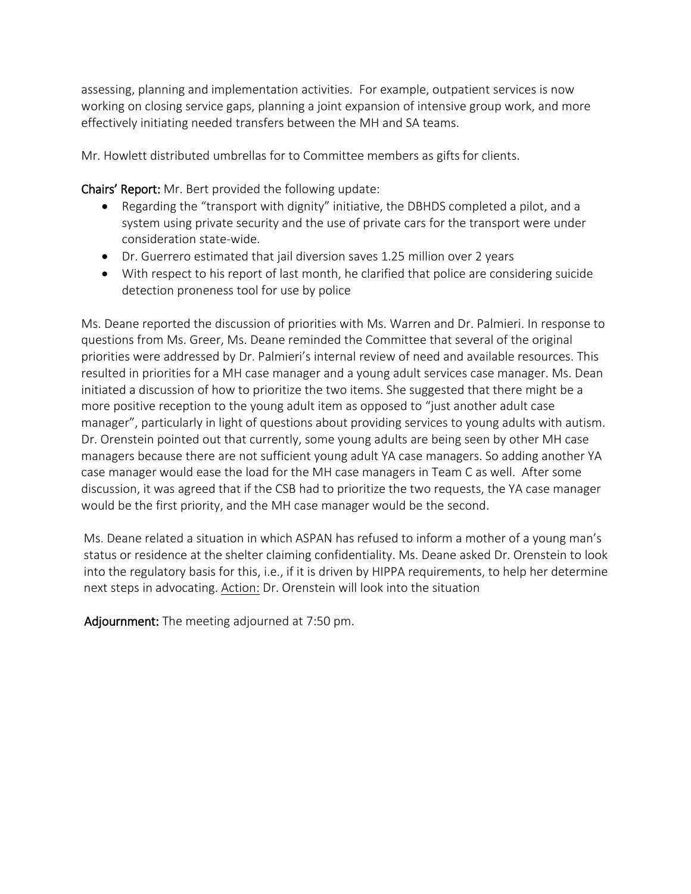assessing, planning and implementation activities. For example, outpatient services is now working on closing service gaps, planning a joint expansion of intensive group work, and more effectively initiating needed transfers between the MH and SA teams.

Mr. Howlett distributed umbrellas for to Committee members as gifts for clients.

**Chairs' Report:** Mr. Bert provided the following update:

- Regarding the "transport with dignity" initiative, the DBHDS completed a pilot, and a system using private security and the use of private cars for the transport were under consideration state-wide.
- Dr. Guerrero estimated that jail diversion saves 1.25 million over 2 years
- With respect to his report of last month, he clarified that police are considering suicide detection proneness tool for use by police

Ms. Deane reported the discussion of priorities with Ms. Warren and Dr. Palmieri. In response to questions from Ms. Greer, Ms. Deane reminded the Committee that several of the original priorities were addressed by Dr. Palmieri's internal review of need and available resources. This resulted in priorities for a MH case manager and a young adult services case manager. Ms. Dean initiated a discussion of how to prioritize the two items. She suggested that there might be a more positive reception to the young adult item as opposed to "just another adult case manager", particularly in light of questions about providing services to young adults with autism. Dr. Orenstein pointed out that currently, some young adults are being seen by other MH case managers because there are not sufficient young adult YA case managers. So adding another YA case manager would ease the load for the MH case managers in Team C as well. After some discussion, it was agreed that if the CSB had to prioritize the two requests, the YA case manager would be the first priority, and the MH case manager would be the second.

Ms. Deane related a situation in which ASPAN has refused to inform a mother of a young man's status or residence at the shelter claiming confidentiality. Ms. Deane asked Dr. Orenstein to look into the regulatory basis for this, i.e., if it is driven by HIPPA requirements, to help her determine next steps in advocating. Action: Dr. Orenstein will look into the situation

**Adjournment:** The meeting adjourned at 7:50 pm.